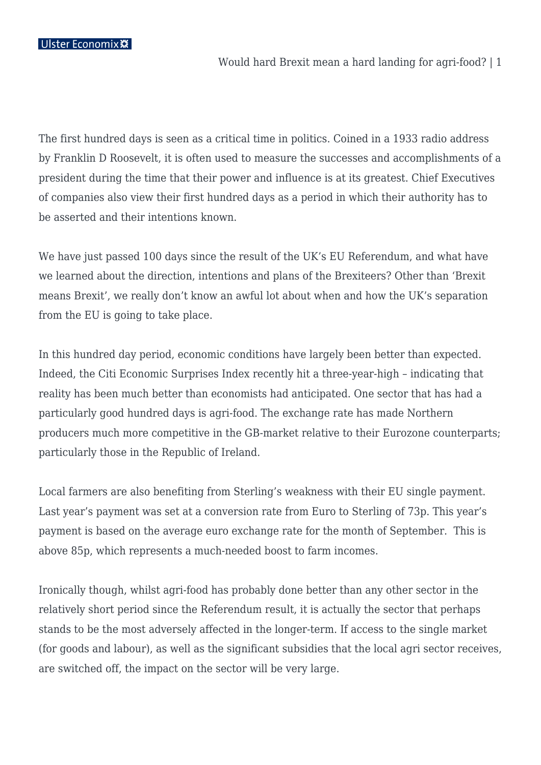The first hundred days is seen as a critical time in politics. Coined in a 1933 radio address by Franklin D Roosevelt, it is often used to measure the successes and accomplishments of a president during the time that their power and influence is at its greatest. Chief Executives of companies also view their first hundred days as a period in which their authority has to be asserted and their intentions known.

We have just passed 100 days since the result of the UK's EU Referendum, and what have we learned about the direction, intentions and plans of the Brexiteers? Other than 'Brexit means Brexit', we really don't know an awful lot about when and how the UK's separation from the EU is going to take place.

In this hundred day period, economic conditions have largely been better than expected. Indeed, the Citi Economic Surprises Index recently hit a three-year-high – indicating that reality has been much better than economists had anticipated. One sector that has had a particularly good hundred days is agri-food. The exchange rate has made Northern producers much more competitive in the GB-market relative to their Eurozone counterparts; particularly those in the Republic of Ireland.

Local farmers are also benefiting from Sterling's weakness with their EU single payment. Last year's payment was set at a conversion rate from Euro to Sterling of 73p. This year's payment is based on the average euro exchange rate for the month of September. This is above 85p, which represents a much-needed boost to farm incomes.

Ironically though, whilst agri-food has probably done better than any other sector in the relatively short period since the Referendum result, it is actually the sector that perhaps stands to be the most adversely affected in the longer-term. If access to the single market (for goods and labour), as well as the significant subsidies that the local agri sector receives, are switched off, the impact on the sector will be very large.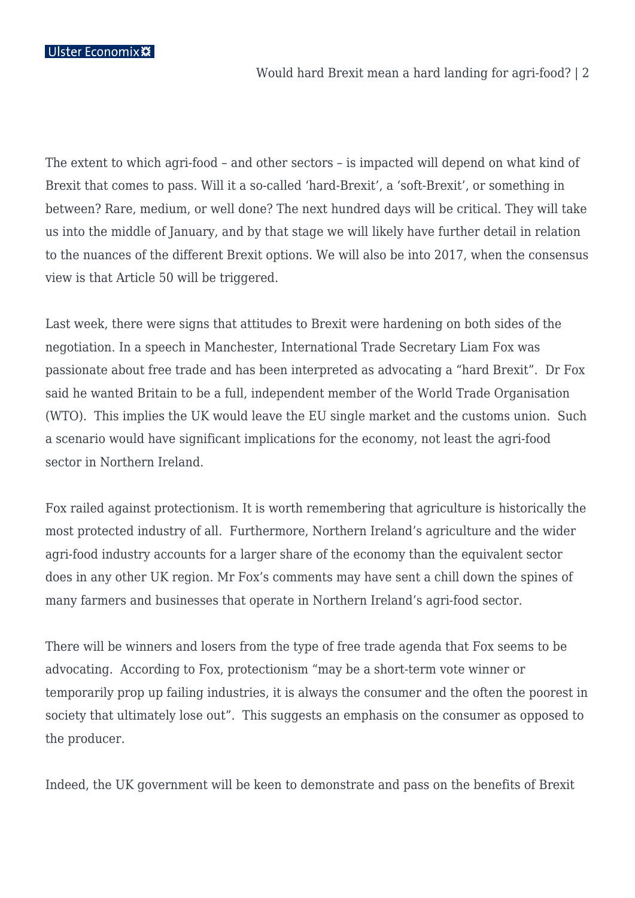The extent to which agri-food – and other sectors – is impacted will depend on what kind of Brexit that comes to pass. Will it a so-called 'hard-Brexit', a 'soft-Brexit', or something in between? Rare, medium, or well done? The next hundred days will be critical. They will take us into the middle of January, and by that stage we will likely have further detail in relation to the nuances of the different Brexit options. We will also be into 2017, when the consensus view is that Article 50 will be triggered.

Last week, there were signs that attitudes to Brexit were hardening on both sides of the negotiation. In a speech in Manchester, International Trade Secretary Liam Fox was passionate about free trade and has been interpreted as advocating a "hard Brexit". Dr Fox said he wanted Britain to be a full, independent member of the World Trade Organisation (WTO). This implies the UK would leave the EU single market and the customs union. Such a scenario would have significant implications for the economy, not least the agri-food sector in Northern Ireland.

Fox railed against protectionism. It is worth remembering that agriculture is historically the most protected industry of all. Furthermore, Northern Ireland's agriculture and the wider agri-food industry accounts for a larger share of the economy than the equivalent sector does in any other UK region. Mr Fox's comments may have sent a chill down the spines of many farmers and businesses that operate in Northern Ireland's agri-food sector.

There will be winners and losers from the type of free trade agenda that Fox seems to be advocating. According to Fox, protectionism "may be a short-term vote winner or temporarily prop up failing industries, it is always the consumer and the often the poorest in society that ultimately lose out". This suggests an emphasis on the consumer as opposed to the producer.

Indeed, the UK government will be keen to demonstrate and pass on the benefits of Brexit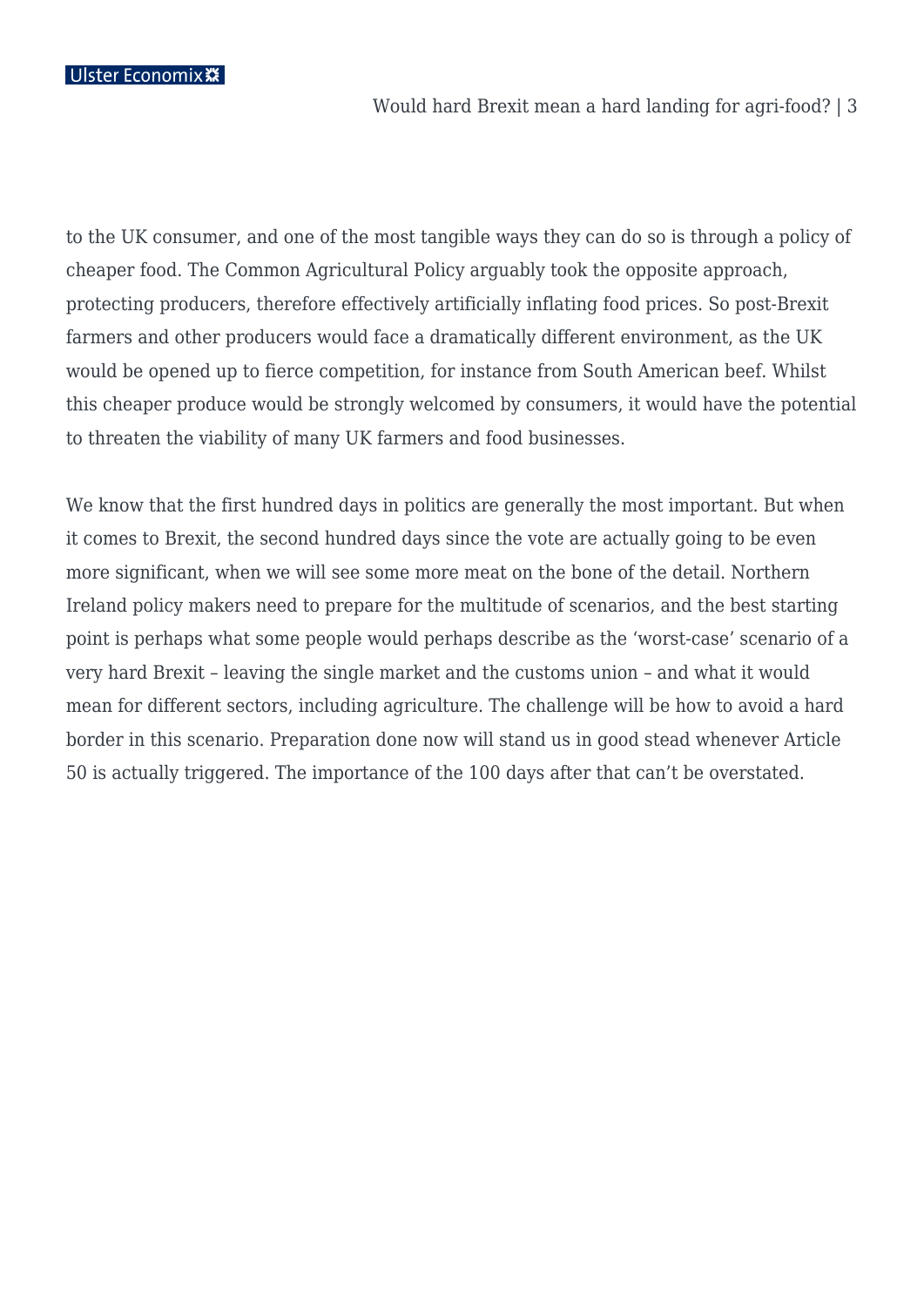to the UK consumer, and one of the most tangible ways they can do so is through a policy of cheaper food. The Common Agricultural Policy arguably took the opposite approach, protecting producers, therefore effectively artificially inflating food prices. So post-Brexit farmers and other producers would face a dramatically different environment, as the UK would be opened up to fierce competition, for instance from South American beef. Whilst this cheaper produce would be strongly welcomed by consumers, it would have the potential to threaten the viability of many UK farmers and food businesses.

We know that the first hundred days in politics are generally the most important. But when it comes to Brexit, the second hundred days since the vote are actually going to be even more significant, when we will see some more meat on the bone of the detail. Northern Ireland policy makers need to prepare for the multitude of scenarios, and the best starting point is perhaps what some people would perhaps describe as the 'worst-case' scenario of a very hard Brexit – leaving the single market and the customs union – and what it would mean for different sectors, including agriculture. The challenge will be how to avoid a hard border in this scenario. Preparation done now will stand us in good stead whenever Article 50 is actually triggered. The importance of the 100 days after that can't be overstated.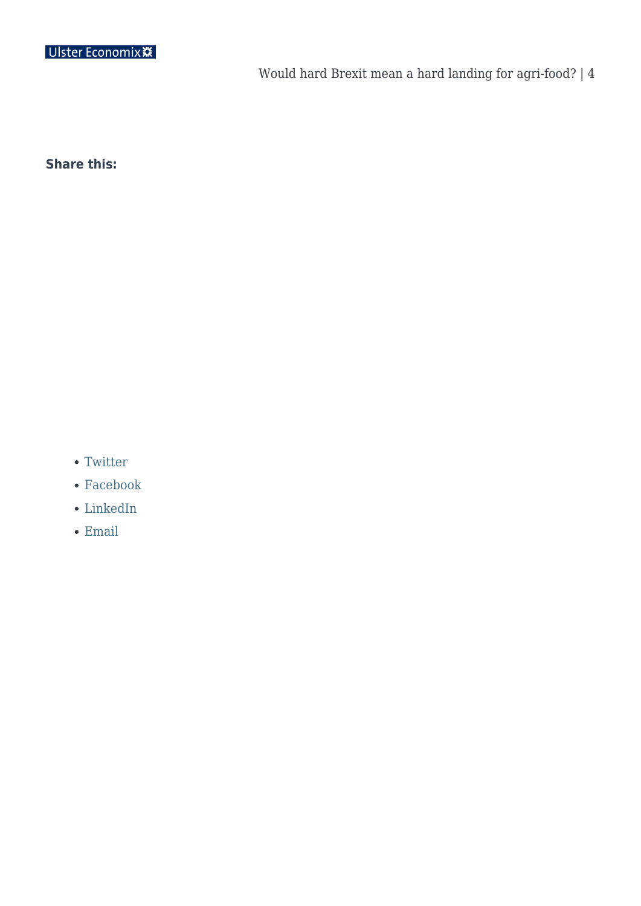**Share this:**

- Twitter
- Facebook
- LinkedIn
- Email